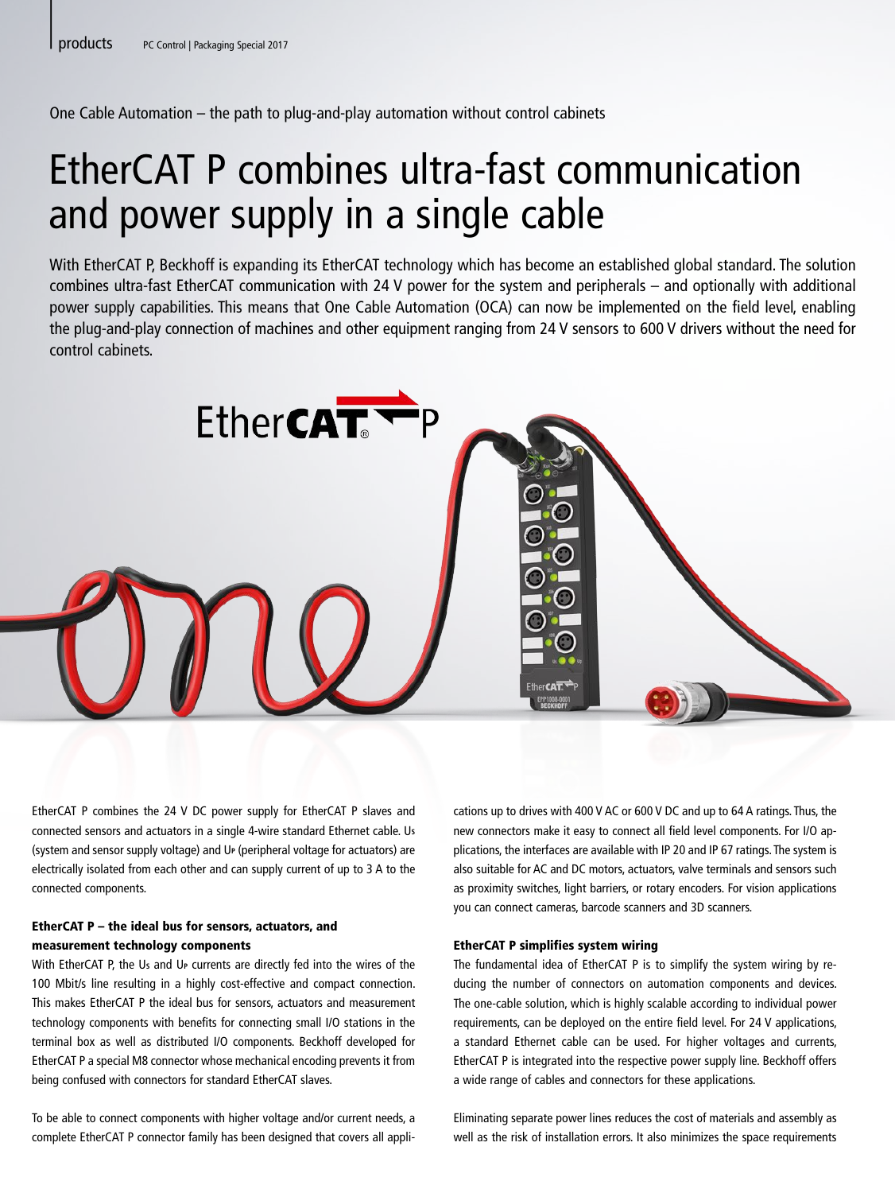One Cable Automation – the path to plug-and-play automation without control cabinets

# EtherCAT P combines ultra-fast communication and power supply in a single cable

With EtherCAT P, Beckhoff is expanding its EtherCAT technology which has become an established global standard. The solution combines ultra-fast EtherCAT communication with 24 V power for the system and peripherals – and optionally with additional power supply capabilities. This means that One Cable Automation (OCA) can now be implemented on the field level, enabling the plug-and-play connection of machines and other equipment ranging from 24 V sensors to 600 V drivers without the need for control cabinets.

EtherCAT P combines the 24 V DC power supply for EtherCAT P slaves and connected sensors and actuators in a single 4-wire standard Ethernet cable. $U_S$ (system and sensor supply voltage) and $U_P$ (peripheral voltage for actuators) are electrically isolated from each other and can supply current of up to 3 A to the connected components.

### EtherCAT P – the ideal bus for sensors, actuators, and measurement technology components

With EtherCAT P, the $U_S$ and $U_P$ currents are directly fed into the wires of the 100 Mbit/s line resulting in a highly cost-effective and compact connection. This makes EtherCAT P the ideal bus for sensors, actuators and measurement technology components with benefits for connecting small I/O stations in the terminal box as well as distributed I/O components. Beckhoff developed for EtherCAT P a special M8 connector whose mechanical encoding prevents it from being confused with connectors for standard EtherCAT slaves.

To be able to connect components with higher voltage and/or current needs, a complete EtherCAT P connector family has been designed that covers all applications up to drives with 400 V AC or 600 V DC and up to 64 A ratings. Thus, the new connectors make it easy to connect all field level components. For I/O applications, the interfaces are available with IP 20 and IP 67 ratings. The system is also suitable for AC and DC motors, actuators, valve terminals and sensors such as proximity switches, light barriers, or rotary encoders. For vision applications you can connect cameras, barcode scanners and 3D scanners.

### EtherCAT P simplifies system wiring

The fundamental idea of EtherCAT P is to simplify the system wiring by reducing the number of connectors on automation components and devices. The one-cable solution, which is highly scalable according to individual power requirements, can be deployed on the entire field level. For 24 V applications, a standard Ethernet cable can be used. For higher voltages and currents, EtherCAT P is integrated into the respective power supply line. Beckhoff offers a wide range of cables and connectors for these applications.

Eliminating separate power lines reduces the cost of materials and assembly as well as the risk of installation errors. It also minimizes the space requirements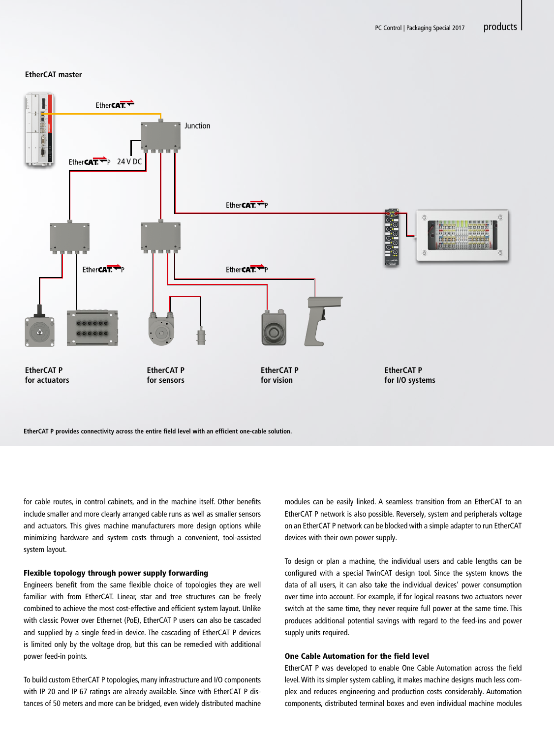**EtherCAT master**

Junction

24 V DC

EtherCAT P for actuators

EtherCAT P for sensors

EtherCAT P for vision

EtherCAT P for I/O systems

**EtherCAT P provides connectivity across the entire field level with an efficient one-cable solution.**

for cable routes, in control cabinets, and in the machine itself. Other benefits include smaller and more clearly arranged cable runs as well as smaller sensors and actuators. This gives machine manufacturers more design options while minimizing hardware and system costs through a convenient, tool-assisted system layout.

### Flexible topology through power supply forwarding

Engineers benefit from the same flexible choice of topologies they are well familiar with from EtherCAT. Linear, star and tree structures can be freely combined to achieve the most cost-effective and efficient system layout. Unlike with classic Power over Ethernet (PoE), EtherCAT P users can also be cascaded and supplied by a single feed-in device. The cascading of EtherCAT P devices is limited only by the voltage drop, but this can be remedied with additional power feed-in points.

To build custom EtherCAT P topologies, many infrastructure and I/O components with IP 20 and IP 67 ratings are already available. Since with EtherCAT P distances of 50 meters and more can be bridged, even widely distributed machine modules can be easily linked. A seamless transition from an EtherCAT to an EtherCAT P network is also possible. Reversely, system and peripherals voltage on an EtherCAT P network can be blocked with a simple adapter to run EtherCAT devices with their own power supply.

To design or plan a machine, the individual users and cable lengths can be configured with a special TwinCAT design tool. Since the system knows the data of all users, it can also take the individual devices' power consumption over time into account. For example, if for logical reasons two actuators never switch at the same time, they never require full power at the same time. This produces additional potential savings with regard to the feed-ins and power supply units required.

### One Cable Automation for the field level

EtherCAT P was developed to enable One Cable Automation across the field level. With its simpler system cabling, it makes machine designs much less complex and reduces engineering and production costs considerably. Automation components, distributed terminal boxes and even individual machine modules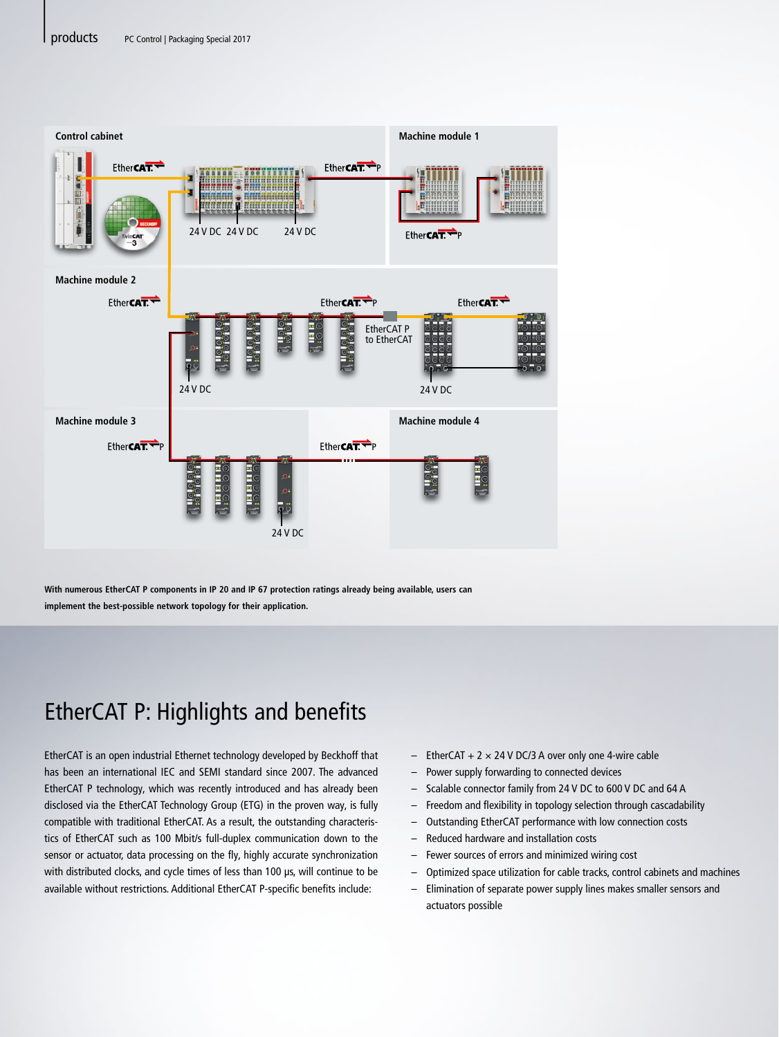With numerous EtherCAT P components in IP 20 and IP 67 protection ratings already being available, users can implement the best-possible network topology for their application.

## EtherCAT P: Highlights and benefits

EtherCAT is an open industrial Ethernet technology developed by Beckhoff that has been an international IEC and SEMI standard since 2007. The advanced EtherCAT P technology, which was recently introduced and has already been disclosed via the EtherCAT Technology Group (ETG) in the proven way, is fully compatible with traditional EtherCAT. As a result, the outstanding characteristics of EtherCAT such as 100 Mbit/s full-duplex communication down to the sensor or actuator, data processing on the fly, highly accurate synchronization with distributed clocks, and cycle times of less than 100 µs, will continue to be available without restrictions. Additional EtherCAT P-specific benefits include:

- EtherCAT + 2 × 24 V DC/3 A over only one 4-wire cable
- Power supply forwarding to connected devices
- Scalable connector family from 24 V DC to 600 V DC and 64 A
- Freedom and flexibility in topology selection through cascadability
- Outstanding EtherCAT performance with low connection costs
- Reduced hardware and installation costs
- Fewer sources of errors and minimized wiring cost
- Optimized space utilization for cable tracks, control cabinets and machines
- Elimination of separate power supply lines makes smaller sensors and actuators possible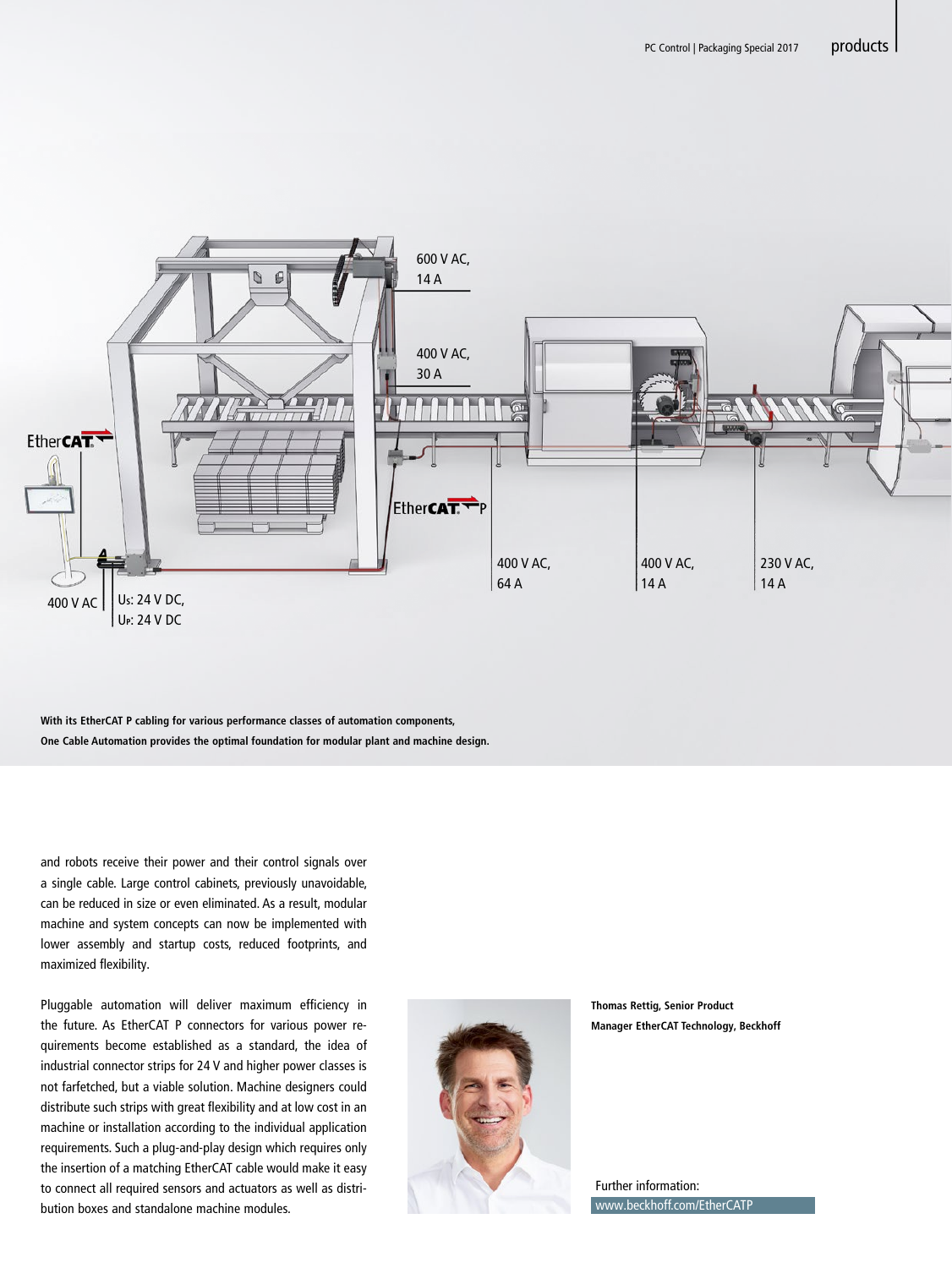600 V AC,
14 A

400 V AC,
30 A

EtherCAT

EtherCAT P

400 V AC,
64 A

400 V AC,
14 A

230 V AC,
14 A

400 V AC

$U_S$: 24 V DC,
$U_P$: 24 V DC

**With its EtherCAT P cabling for various performance classes of automation components, One Cable Automation provides the optimal foundation for modular plant and machine design.**

and robots receive their power and their control signals over a single cable. Large control cabinets, previously unavoidable, can be reduced in size or even eliminated. As a result, modular machine and system concepts can now be implemented with lower assembly and startup costs, reduced footprints, and maximized flexibility.

Pluggable automation will deliver maximum efficiency in the future. As EtherCAT P connectors for various power requirements become established as a standard, the idea of industrial connector strips for 24 V and higher power classes is not farfetched, but a viable solution. Machine designers could distribute such strips with great flexibility and at low cost in an machine or installation according to the individual application requirements. Such a plug-and-play design which requires only the insertion of a matching EtherCAT cable would make it easy to connect all required sensors and actuators as well as distribution boxes and standalone machine modules.

**Thomas Rettig, Senior Product Manager EtherCAT Technology, Beckhoff**

Further information:
www.beckhoff.com/EtherCATP